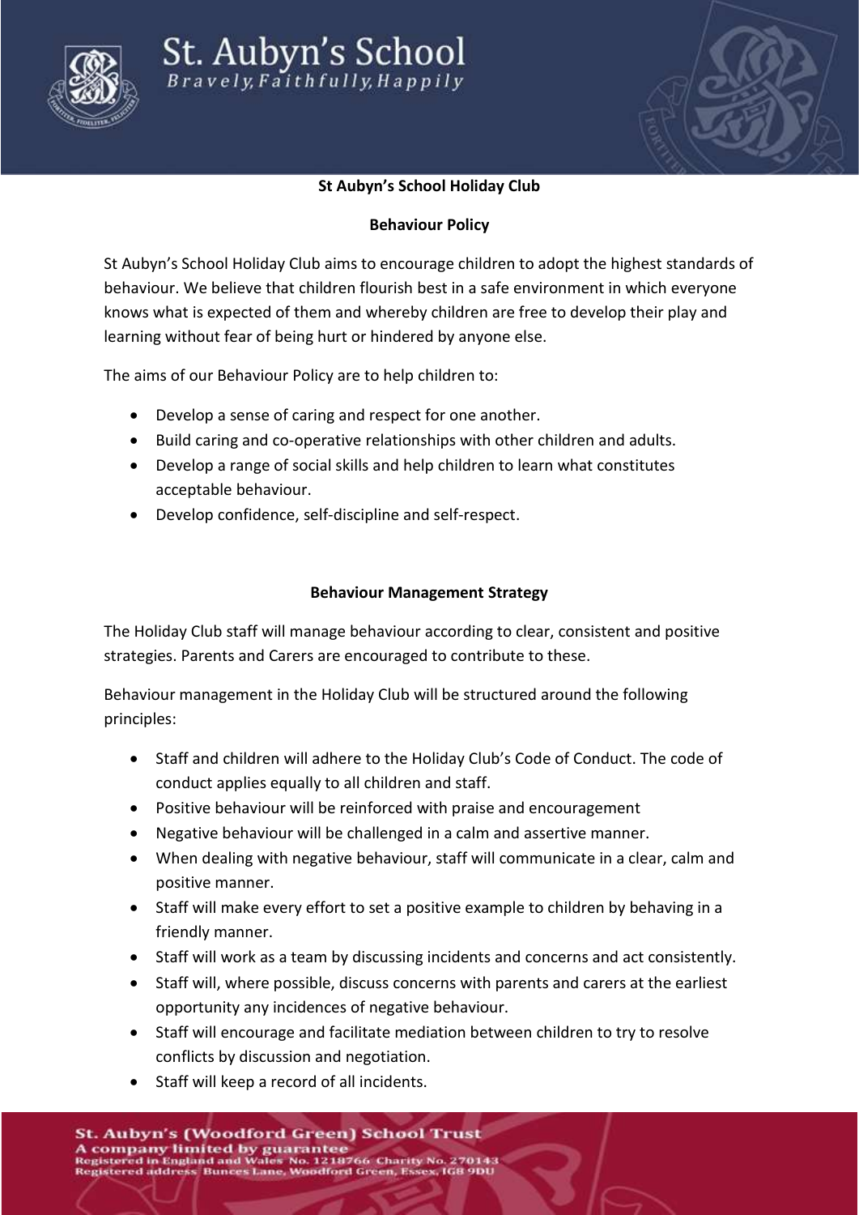**St Aubyn's School Holiday Club**

**Behaviour Policy**

St Aubyn's School Holiday Club aims to encourage children to adopt the highest standards of behaviour. We believe that children flourish best in a safe environment in which everyone knows what is expected of them and whereby children are free to develop their play and learning without fear of being hurt or hindered by anyone else.

The aims of our Behaviour Policy are to help children to:

- Develop a sense of caring and respect for one another.
- Build caring and co-operative relationships with other children and adults.
- Develop a range of social skills and help children to learn what constitutes acceptable behaviour.
- Develop confidence, self-discipline and self-respect.

**Behaviour Management Strategy**

The Holiday Club staff will manage behaviour according to clear, consistent and positive strategies. Parents and Carers are encouraged to contribute to these.

Behaviour management in the Holiday Club will be structured around the following principles:

- Staff and children will adhere to the Holiday Club's Code of Conduct. The code of conduct applies equally to all children and staff.
- Positive behaviour will be reinforced with praise and encouragement
- Negative behaviour will be challenged in a calm and assertive manner.
- When dealing with negative behaviour, staff will communicate in a clear, calm and positive manner.
- Staff will make every effort to set a positive example to children by behaving in a friendly manner.
- Staff will work as a team by discussing incidents and concerns and act consistently.
- Staff will, where possible, discuss concerns with parents and carers at the earliest opportunity any incidences of negative behaviour.
- Staff will encourage and facilitate mediation between children to try to resolve conflicts by discussion and negotiation.
- Staff will keep a record of all incidents.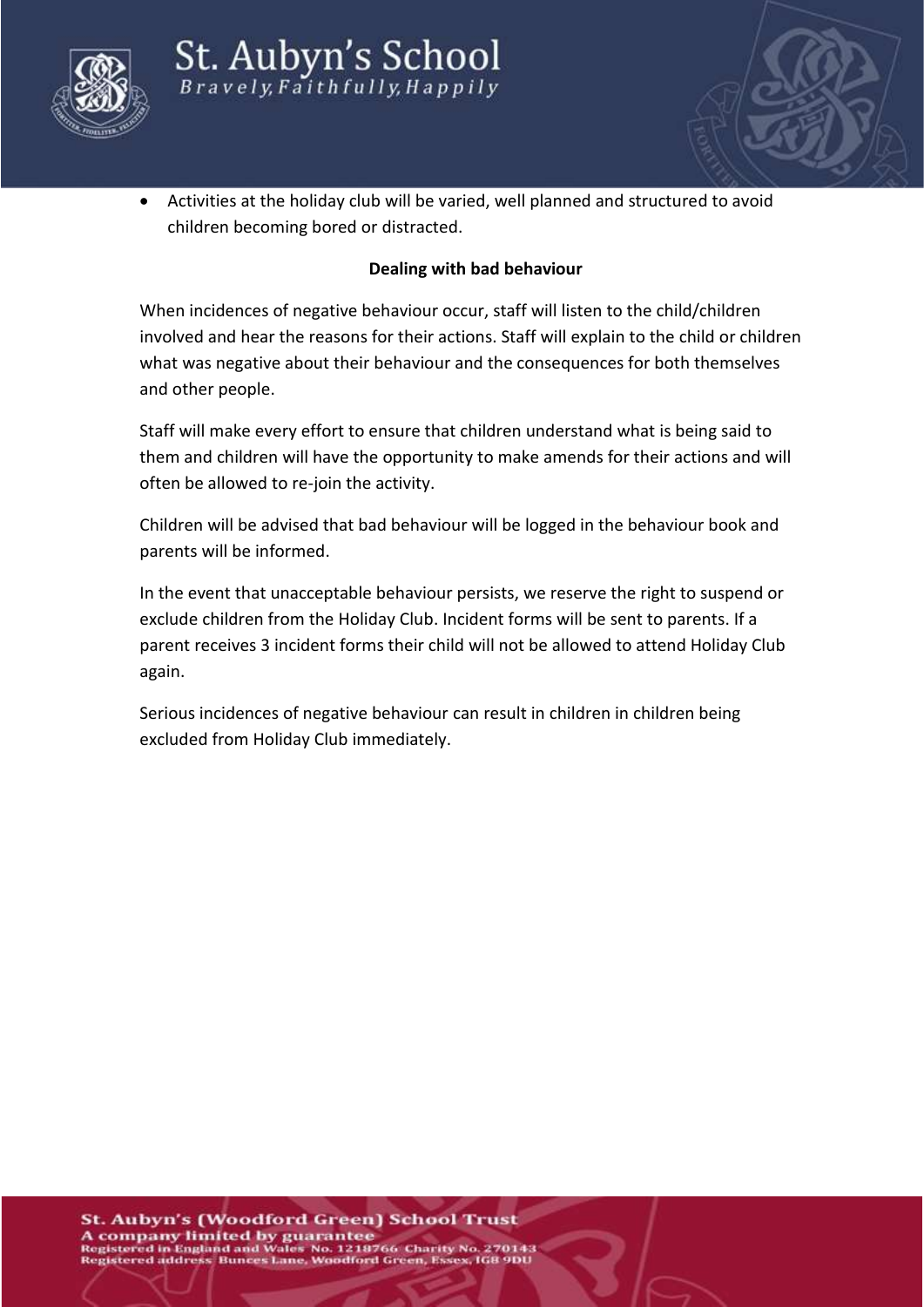- Activities at the holiday club will be varied, well planned and structured to avoid children becoming bored or distracted.

**Dealing with bad behaviour**

When incidences of negative behaviour occur, staff will listen to the child/children involved and hear the reasons for their actions. Staff will explain to the child or children what was negative about their behaviour and the consequences for both themselves and other people.

Staff will make every effort to ensure that children understand what is being said to them and children will have the opportunity to make amends for their actions and will often be allowed to re-join the activity.

Children will be advised that bad behaviour will be logged in the behaviour book and parents will be informed.

In the event that unacceptable behaviour persists, we reserve the right to suspend or exclude children from the Holiday Club. Incident forms will be sent to parents. If a parent receives 3 incident forms their child will not be allowed to attend Holiday Club again.

Serious incidences of negative behaviour can result in children in children being excluded from Holiday Club immediately.